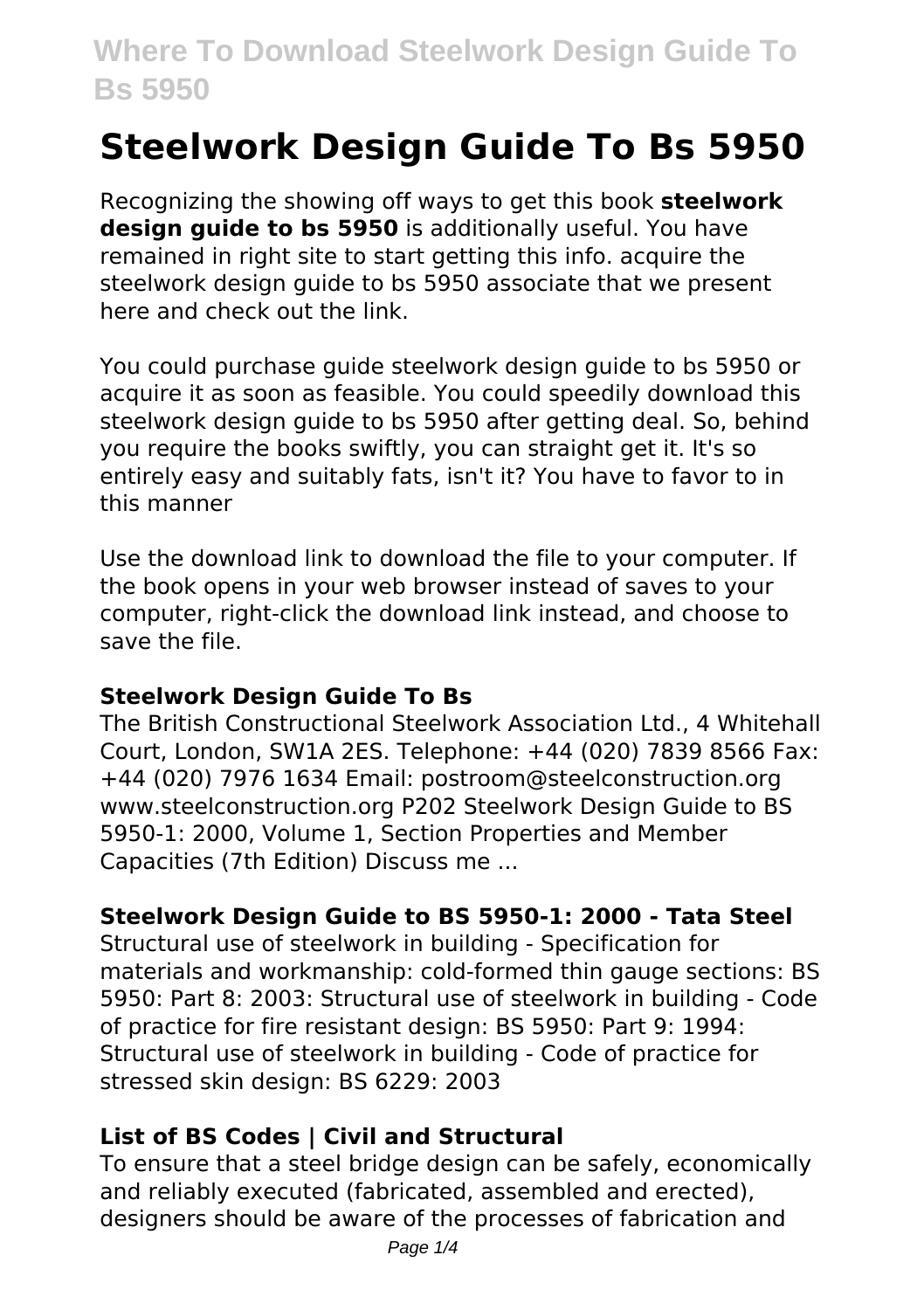# Steelwork Design Guide To Bs 5950

Recognizing the showing off ways to get this book **steelwork design guide to bs 5950** is additionally useful. You have remained in right site to start getting this info. acquire the steelwork design guide to bs 5950 associate that we present here and check out the link.

You could purchase guide steelwork design guide to bs 5950 or acquire it as soon as feasible. You could speedily download this steelwork design guide to bs 5950 after getting deal. So, behind you require the books swiftly, you can straight get it. It's so entirely easy and suitably fats, isn't it? You have to favor to in this manner

Use the download link to download the file to your computer. If the book opens in your web browser instead of saves to your computer, right-click the download link instead, and choose to save the file.

### Steelwork Design Guide To Bs

The British Constructional Steelwork Association Ltd., 4 Whitehall Court, London, SW1A 2ES. Telephone: +44 (020) 7839 8566 Fax: +44 (020) 7976 1634 Email: postroom@steelconstruction.org www.steelconstruction.org P202 Steelwork Design Guide to BS 5950-1: 2000, Volume 1, Section Properties and Member Capacities (7th Edition) Discuss me ...

### Steelwork Design Guide to BS 5950-1: 2000 - Tata Steel

Structural use of steelwork in building - Specification for materials and workmanship: cold-formed thin gauge sections: BS 5950: Part 8: 2003: Structural use of steelwork in building - Code of practice for fire resistant design: BS 5950: Part 9: 1994: Structural use of steelwork in building - Code of practice for stressed skin design: BS 6229: 2003

### List of BS Codes | Civil and Structural

To ensure that a steel bridge design can be safely, economically and reliably executed (fabricated, assembled and erected), designers should be aware of the processes of fabrication and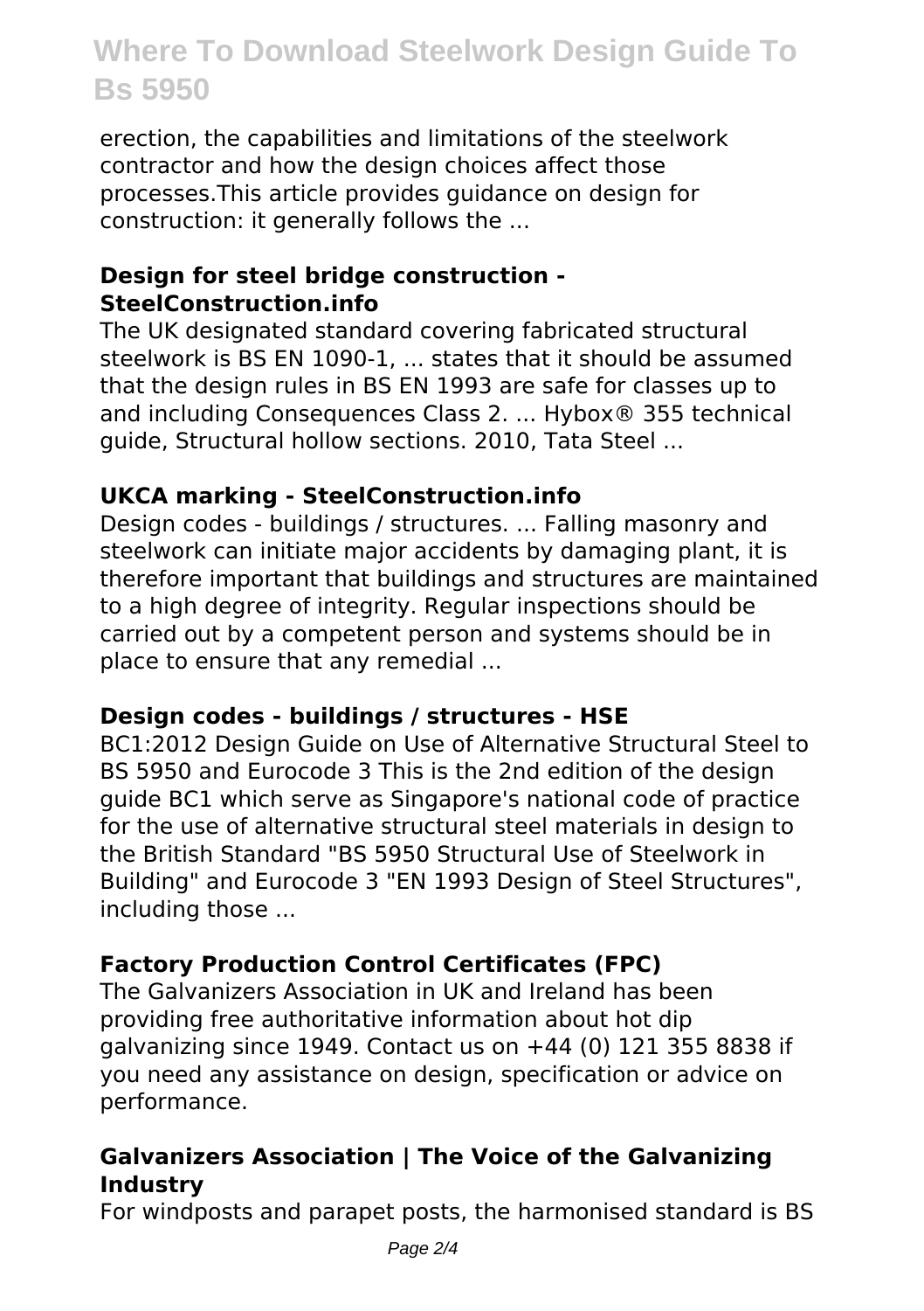erection, the capabilities and limitations of the steelwork contractor and how the design choices affect those processes.This article provides guidance on design for construction: it generally follows the ...

### Design for steel bridge construction - SteelConstruction.info

The UK designated standard covering fabricated structural steelwork is BS EN 1090-1, ... states that it should be assumed that the design rules in BS EN 1993 are safe for classes up to and including Consequences Class 2. ... Hybox® 355 technical guide, Structural hollow sections. 2010, Tata Steel ...

### UKCA marking - SteelConstruction.info

Design codes - buildings / structures. ... Falling masonry and steelwork can initiate major accidents by damaging plant, it is therefore important that buildings and structures are maintained to a high degree of integrity. Regular inspections should be carried out by a competent person and systems should be in place to ensure that any remedial ...

### Design codes - buildings / structures - HSE

BC1:2012 Design Guide on Use of Alternative Structural Steel to BS 5950 and Eurocode 3 This is the 2nd edition of the design guide BC1 which serve as Singapore's national code of practice for the use of alternative structural steel materials in design to the British Standard "BS 5950 Structural Use of Steelwork in Building" and Eurocode 3 "EN 1993 Design of Steel Structures", including those ...

### Factory Production Control Certificates (FPC)

The Galvanizers Association in UK and Ireland has been providing free authoritative information about hot dip galvanizing since 1949. Contact us on +44 (0) 121 355 8838 if you need any assistance on design, specification or advice on performance.

### Galvanizers Association | The Voice of the Galvanizing Industry

For windposts and parapet posts, the harmonised standard is BS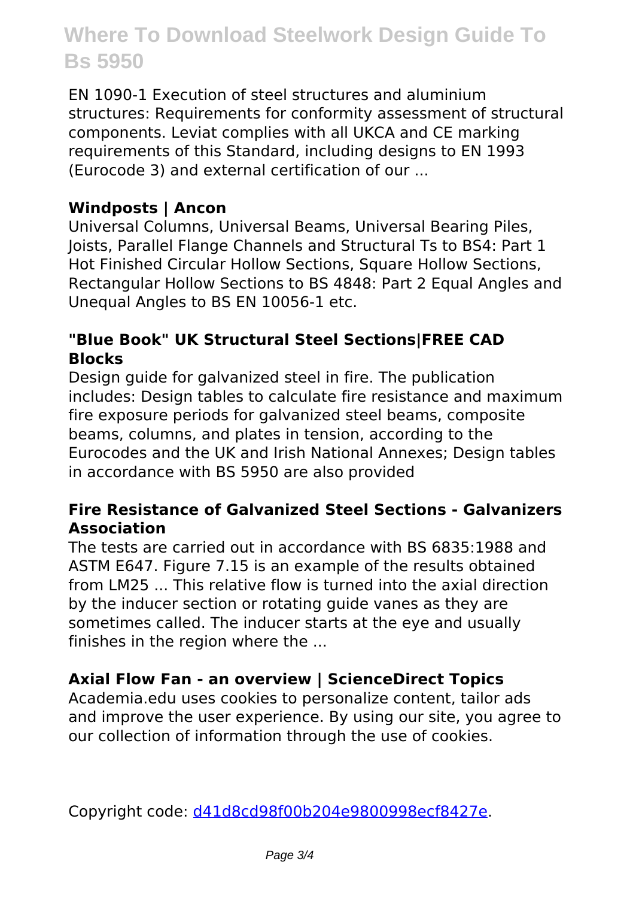EN 1090-1 Execution of steel structures and aluminium structures: Requirements for conformity assessment of structural components. Leviat complies with all UKCA and CE marking requirements of this Standard, including designs to EN 1993 (Eurocode 3) and external certification of our ...

**Windposts | Ancon**

Universal Columns, Universal Beams, Universal Bearing Piles, Joists, Parallel Flange Channels and Structural Ts to BS4: Part 1 Hot Finished Circular Hollow Sections, Square Hollow Sections, Rectangular Hollow Sections to BS 4848: Part 2 Equal Angles and Unequal Angles to BS EN 10056-1 etc.

**"Blue Book" UK Structural Steel Sections|FREE CAD Blocks**

Design guide for galvanized steel in fire. The publication includes: Design tables to calculate fire resistance and maximum fire exposure periods for galvanized steel beams, composite beams, columns, and plates in tension, according to the Eurocodes and the UK and Irish National Annexes; Design tables in accordance with BS 5950 are also provided

**Fire Resistance of Galvanized Steel Sections - Galvanizers Association**

The tests are carried out in accordance with BS 6835:1988 and ASTM E647. Figure 7.15 is an example of the results obtained from LM25 ... This relative flow is turned into the axial direction by the inducer section or rotating guide vanes as they are sometimes called. The inducer starts at the eye and usually finishes in the region where the ...

**Axial Flow Fan - an overview | ScienceDirect Topics**

Academia.edu uses cookies to personalize content, tailor ads and improve the user experience. By using our site, you agree to our collection of information through the use of cookies.

Copyright code: d41d8cd98f00b204e9800998ecf8427e.